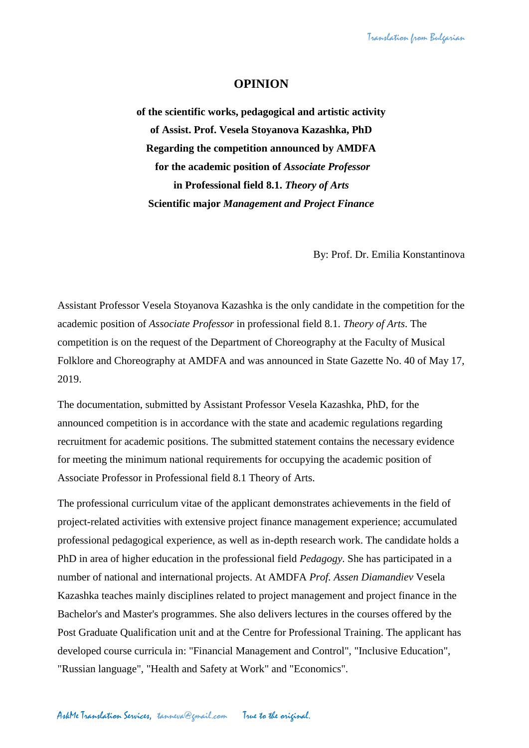# OPINION

**of the scientific works, pedagogical and artistic activity**
**of Assist. Prof. Vesela Stoyanova Kazashka, PhD**
**Regarding the competition announced by AMDFA**
**for the academic position of *Associate Professor***
**in Professional field 8.1. *Theory of Arts***
**Scientific major *Management and Project Finance***

By: Prof. Dr. Emilia Konstantinova

Assistant Professor Vesela Stoyanova Kazashka is the only candidate in the competition for the academic position of *Associate Professor* in professional field 8.1. *Theory of Arts*. The competition is on the request of the Department of Choreography at the Faculty of Musical Folklore and Choreography at AMDFA and was announced in State Gazette No. 40 of May 17, 2019.

The documentation, submitted by Assistant Professor Vesela Kazashka, PhD, for the announced competition is in accordance with the state and academic regulations regarding recruitment for academic positions. The submitted statement contains the necessary evidence for meeting the minimum national requirements for occupying the academic position of Associate Professor in Professional field 8.1 Theory of Arts.

The professional curriculum vitae of the applicant demonstrates achievements in the field of project-related activities with extensive project finance management experience; accumulated professional pedagogical experience, as well as in-depth research work. The candidate holds a PhD in area of higher education in the professional field *Pedagogy*. She has participated in a number of national and international projects. At AMDFA *Prof. Assen Diamandiev* Vesela Kazashka teaches mainly disciplines related to project management and project finance in the Bachelor's and Master's programmes. She also delivers lectures in the courses offered by the Post Graduate Qualification unit and at the Centre for Professional Training. The applicant has developed course curricula in: "Financial Management and Control", "Inclusive Education", "Russian language", "Health and Safety at Work" and "Economics".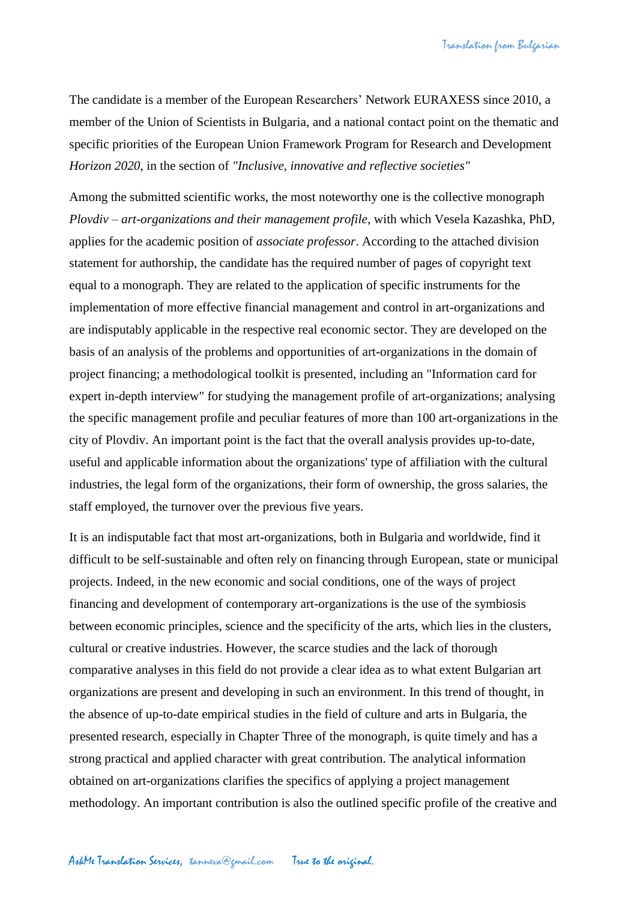The candidate is a member of the European Researchers' Network EURAXESS since 2010, a member of the Union of Scientists in Bulgaria, and a national contact point on the thematic and specific priorities of the European Union Framework Program for Research and Development *Horizon 2020*, in the section of *"Inclusive, innovative and reflective societies"*

Among the submitted scientific works, the most noteworthy one is the collective monograph *Plovdiv – art-organizations and their management profile*, with which Vesela Kazashka, PhD, applies for the academic position of *associate professor*. According to the attached division statement for authorship, the candidate has the required number of pages of copyright text equal to a monograph. They are related to the application of specific instruments for the implementation of more effective financial management and control in art-organizations and are indisputably applicable in the respective real economic sector. They are developed on the basis of an analysis of the problems and opportunities of art-organizations in the domain of project financing; a methodological toolkit is presented, including an "Information card for expert in-depth interview" for studying the management profile of art-organizations; analysing the specific management profile and peculiar features of more than 100 art-organizations in the city of Plovdiv. An important point is the fact that the overall analysis provides up-to-date, useful and applicable information about the organizations' type of affiliation with the cultural industries, the legal form of the organizations, their form of ownership, the gross salaries, the staff employed, the turnover over the previous five years.

It is an indisputable fact that most art-organizations, both in Bulgaria and worldwide, find it difficult to be self-sustainable and often rely on financing through European, state or municipal projects. Indeed, in the new economic and social conditions, one of the ways of project financing and development of contemporary art-organizations is the use of the symbiosis between economic principles, science and the specificity of the arts, which lies in the clusters, cultural or creative industries. However, the scarce studies and the lack of thorough comparative analyses in this field do not provide a clear idea as to what extent Bulgarian art organizations are present and developing in such an environment. In this trend of thought, in the absence of up-to-date empirical studies in the field of culture and arts in Bulgaria, the presented research, especially in Chapter Three of the monograph, is quite timely and has a strong practical and applied character with great contribution. The analytical information obtained on art-organizations clarifies the specifics of applying a project management methodology. An important contribution is also the outlined specific profile of the creative and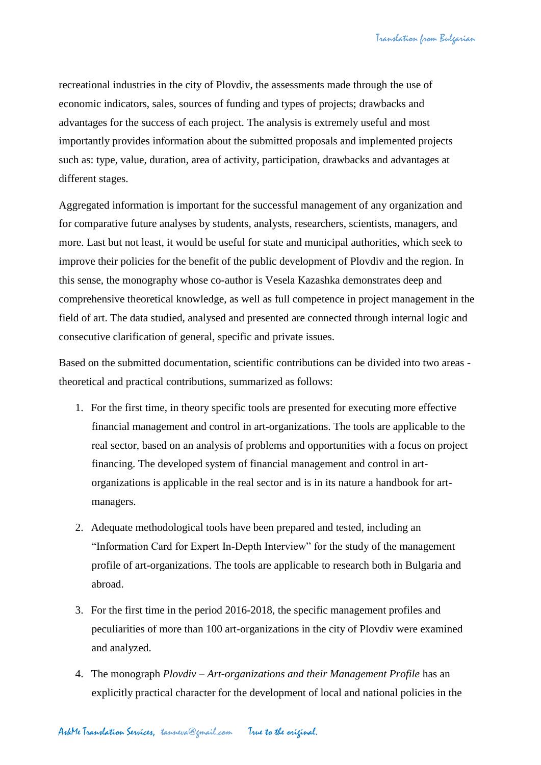recreational industries in the city of Plovdiv, the assessments made through the use of economic indicators, sales, sources of funding and types of projects; drawbacks and advantages for the success of each project. The analysis is extremely useful and most importantly provides information about the submitted proposals and implemented projects such as: type, value, duration, area of activity, participation, drawbacks and advantages at different stages.

Aggregated information is important for the successful management of any organization and for comparative future analyses by students, analysts, researchers, scientists, managers, and more. Last but not least, it would be useful for state and municipal authorities, which seek to improve their policies for the benefit of the public development of Plovdiv and the region. In this sense, the monography whose co-author is Vesela Kazashka demonstrates deep and comprehensive theoretical knowledge, as well as full competence in project management in the field of art. The data studied, analysed and presented are connected through internal logic and consecutive clarification of general, specific and private issues.

Based on the submitted documentation, scientific contributions can be divided into two areas - theoretical and practical contributions, summarized as follows:

1. For the first time, in theory specific tools are presented for executing more effective financial management and control in art-organizations. The tools are applicable to the real sector, based on an analysis of problems and opportunities with a focus on project financing. The developed system of financial management and control in art-organizations is applicable in the real sector and is in its nature a handbook for art-managers.

2. Adequate methodological tools have been prepared and tested, including an “Information Card for Expert In-Depth Interview” for the study of the management profile of art-organizations. The tools are applicable to research both in Bulgaria and abroad.

3. For the first time in the period 2016-2018, the specific management profiles and peculiarities of more than 100 art-organizations in the city of Plovdiv were examined and analyzed.

4. The monograph *Plovdiv – Art-organizations and their Management Profile* has an explicitly practical character for the development of local and national policies in the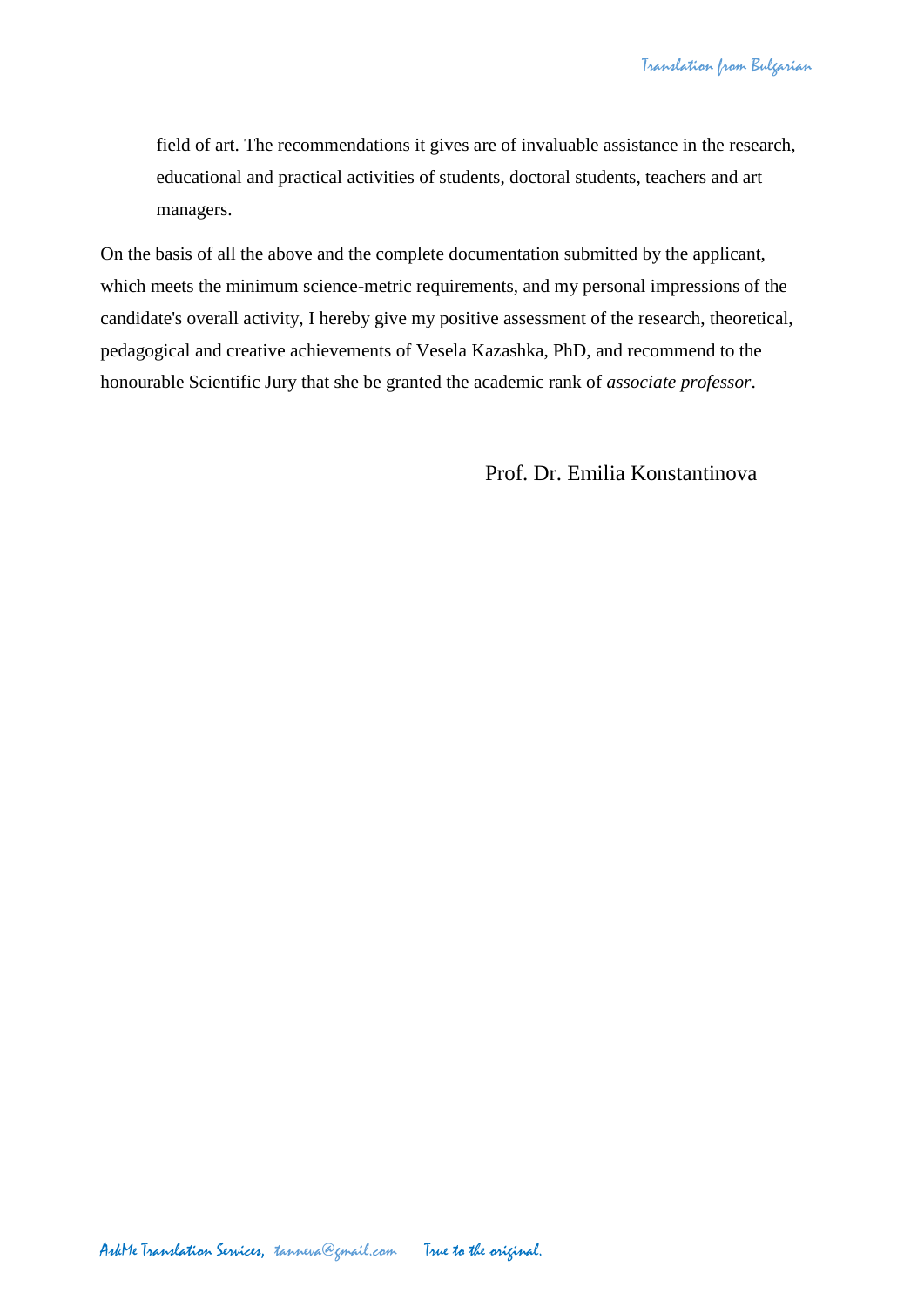field of art. The recommendations it gives are of invaluable assistance in the research, educational and practical activities of students, doctoral students, teachers and art managers.

On the basis of all the above and the complete documentation submitted by the applicant, which meets the minimum science-metric requirements, and my personal impressions of the candidate's overall activity, I hereby give my positive assessment of the research, theoretical, pedagogical and creative achievements of Vesela Kazashka, PhD, and recommend to the honourable Scientific Jury that she be granted the academic rank of *associate professor*.

Prof. Dr. Emilia Konstantinova